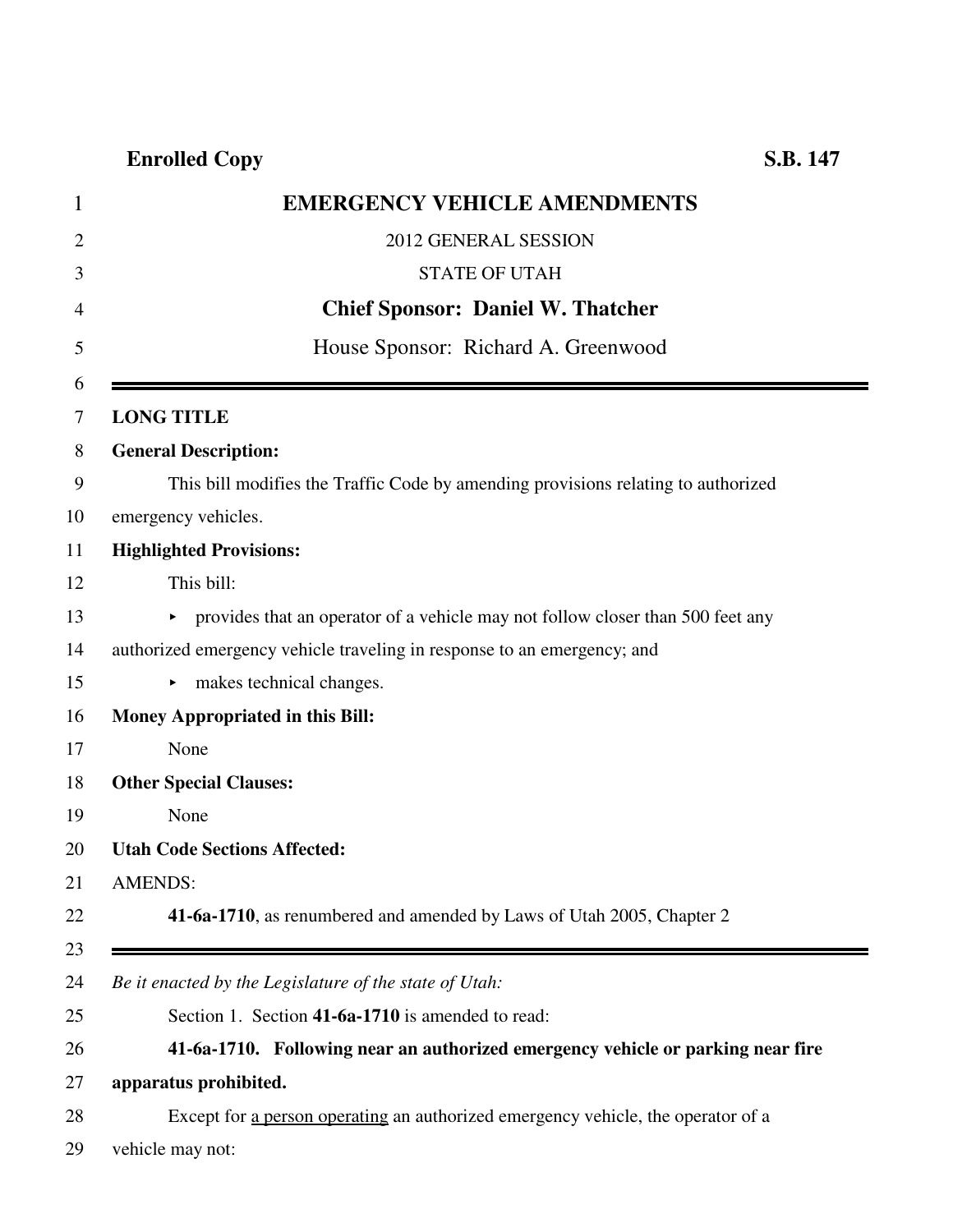**Enrolled Copy** **S.B. 147**

# EMERGENCY VEHICLE AMENDMENTS

2012 GENERAL SESSION

STATE OF UTAH

**Chief Sponsor: Daniel W. Thatcher**

House Sponsor: Richard A. Greenwood

---

**LONG TITLE**

**General Description:**

This bill modifies the Traffic Code by amending provisions relating to authorized emergency vehicles.

**Highlighted Provisions:**

This bill:

- provides that an operator of a vehicle may not follow closer than 500 feet any authorized emergency vehicle traveling in response to an emergency; and
- makes technical changes.

**Money Appropriated in this Bill:**

None

**Other Special Clauses:**

None

**Utah Code Sections Affected:**

AMENDS:

**41-6a-1710**, as renumbered and amended by Laws of Utah 2005, Chapter 2

---

*Be it enacted by the Legislature of the state of Utah:*

Section 1. Section **41-6a-1710** is amended to read:

**41-6a-1710. Following near an authorized emergency vehicle or parking near fire apparatus prohibited.**

Except for <u>a person operating</u> an authorized emergency vehicle, the operator of a vehicle may not: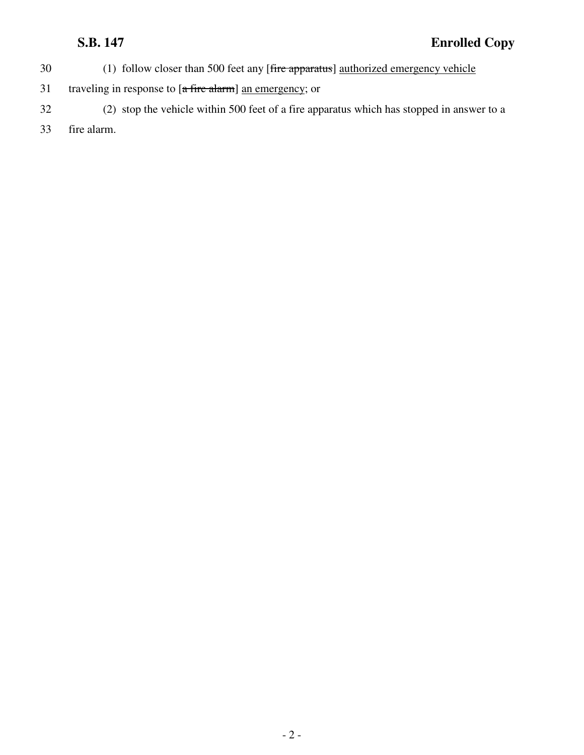30 (1) follow closer than 500 feet any [~~fire apparatus~~] <u>authorized emergency vehicle</u>

31 traveling in response to [~~a fire alarm~~] <u>an emergency</u>; or

32 (2) stop the vehicle within 500 feet of a fire apparatus which has stopped in answer to a

33 fire alarm.